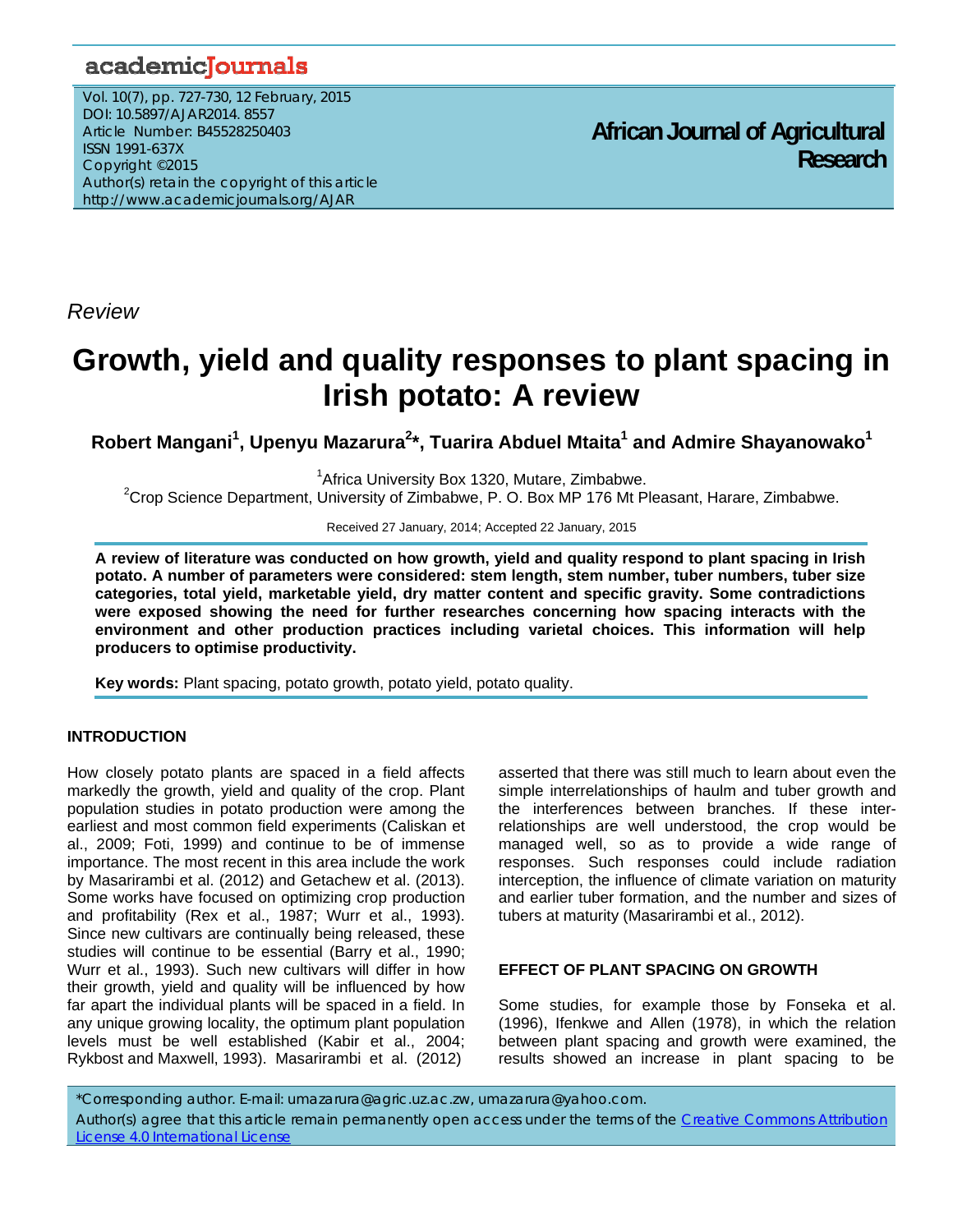*Review*

# Growth, yield and quality responses to plant spacing in Irish potato: A review

**Robert Mangani[1], Upenyu Mazarura[2]*, Tuarira Abduel Mtaita[1] and Admire Shayanowako[1]**

[1]Africa University Box 1320, Mutare, Zimbabwe.
[2]Crop Science Department, University of Zimbabwe, P. O. Box MP 176 Mt Pleasant, Harare, Zimbabwe.

Received 27 January, 2014; Accepted 22 January, 2015

**A review of literature was conducted on how growth, yield and quality respond to plant spacing in Irish potato. A number of parameters were considered: stem length, stem number, tuber numbers, tuber size categories, total yield, marketable yield, dry matter content and specific gravity. Some contradictions were exposed showing the need for further researches concerning how spacing interacts with the environment and other production practices including varietal choices. This information will help producers to optimise productivity.**

**Key words:** Plant spacing, potato growth, potato yield, potato quality.

## INTRODUCTION

How closely potato plants are spaced in a field affects markedly the growth, yield and quality of the crop. Plant population studies in potato production were among the earliest and most common field experiments (Caliskan et al., 2009; Foti, 1999) and continue to be of immense importance. The most recent in this area include the work by Masarirambi et al. (2012) and Getachew et al. (2013). Some works have focused on optimizing crop production and profitability (Rex et al., 1987; Wurr et al., 1993). Since new cultivars are continually being released, these studies will continue to be essential (Barry et al., 1990; Wurr et al., 1993). Such new cultivars will differ in how their growth, yield and quality will be influenced by how far apart the individual plants will be spaced in a field. In any unique growing locality, the optimum plant population levels must be well established (Kabir et al., 2004; Rykbost and Maxwell, 1993). Masarirambi et al. (2012) asserted that there was still much to learn about even the simple interrelationships of haulm and tuber growth and the interferences between branches. If these inter-relationships are well understood, the crop would be managed well, so as to provide a wide range of responses. Such responses could include radiation interception, the influence of climate variation on maturity and earlier tuber formation, and the number and sizes of tubers at maturity (Masarirambi et al., 2012).

## EFFECT OF PLANT SPACING ON GROWTH

Some studies, for example those by Fonseka et al. (1996), Ifenkwe and Allen (1978), in which the relation between plant spacing and growth were examined, the results showed an increase in plant spacing to be

*Corresponding author. E-mail: umazarura@agric.uz.ac.zw, umazarura@yahoo.com.

Author(s) agree that this article remain permanently open access under the terms of the Creative Commons Attribution License 4.0 International License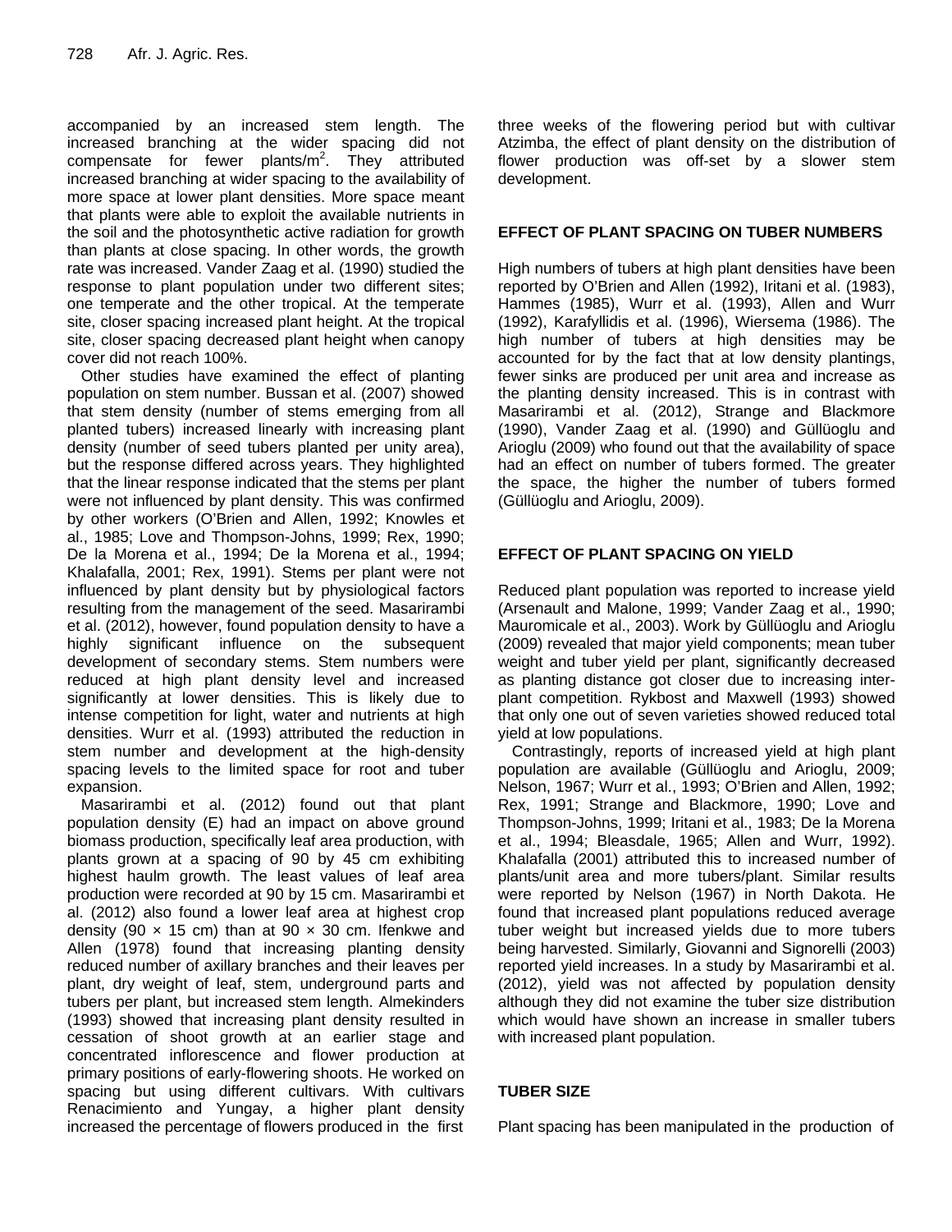accompanied by an increased stem length. The increased branching at the wider spacing did not compensate for fewer plants/m$^2$. They attributed increased branching at wider spacing to the availability of more space at lower plant densities. More space meant that plants were able to exploit the available nutrients in the soil and the photosynthetic active radiation for growth than plants at close spacing. In other words, the growth rate was increased. Vander Zaag et al. (1990) studied the response to plant population under two different sites; one temperate and the other tropical. At the temperate site, closer spacing increased plant height. At the tropical site, closer spacing decreased plant height when canopy cover did not reach 100%.

Other studies have examined the effect of planting population on stem number. Bussan et al. (2007) showed that stem density (number of stems emerging from all planted tubers) increased linearly with increasing plant density (number of seed tubers planted per unity area), but the response differed across years. They highlighted that the linear response indicated that the stems per plant were not influenced by plant density. This was confirmed by other workers (O'Brien and Allen, 1992; Knowles et al., 1985; Love and Thompson-Johns, 1999; Rex, 1990; De la Morena et al., 1994; De la Morena et al., 1994; Khalafalla, 2001; Rex, 1991). Stems per plant were not influenced by plant density but by physiological factors resulting from the management of the seed. Masarirambi et al. (2012), however, found population density to have a highly significant influence on the subsequent development of secondary stems. Stem numbers were reduced at high plant density level and increased significantly at lower densities. This is likely due to intense competition for light, water and nutrients at high densities. Wurr et al. (1993) attributed the reduction in stem number and development at the high-density spacing levels to the limited space for root and tuber expansion.

Masarirambi et al. (2012) found out that plant population density (E) had an impact on above ground biomass production, specifically leaf area production, with plants grown at a spacing of 90 by 45 cm exhibiting highest haulm growth. The least values of leaf area production were recorded at 90 by 15 cm. Masarirambi et al. (2012) also found a lower leaf area at highest crop density (90 × 15 cm) than at 90 × 30 cm. Ifenkwe and Allen (1978) found that increasing planting density reduced number of axillary branches and their leaves per plant, dry weight of leaf, stem, underground parts and tubers per plant, but increased stem length. Almekinders (1993) showed that increasing plant density resulted in cessation of shoot growth at an earlier stage and concentrated inflorescence and flower production at primary positions of early-flowering shoots. He worked on spacing but using different cultivars. With cultivars Renacimiento and Yungay, a higher plant density increased the percentage of flowers produced in the first three weeks of the flowering period but with cultivar Atzimba, the effect of plant density on the distribution of flower production was off-set by a slower stem development.

## EFFECT OF PLANT SPACING ON TUBER NUMBERS

High numbers of tubers at high plant densities have been reported by O'Brien and Allen (1992), Iritani et al. (1983), Hammes (1985), Wurr et al. (1993), Allen and Wurr (1992), Karafyllidis et al. (1996), Wiersema (1986). The high number of tubers at high densities may be accounted for by the fact that at low density plantings, fewer sinks are produced per unit area and increase as the planting density increased. This is in contrast with Masarirambi et al. (2012), Strange and Blackmore (1990), Vander Zaag et al. (1990) and Güllüoglu and Arioglu (2009) who found out that the availability of space had an effect on number of tubers formed. The greater the space, the higher the number of tubers formed (Güllüoglu and Arioglu, 2009).

## EFFECT OF PLANT SPACING ON YIELD

Reduced plant population was reported to increase yield (Arsenault and Malone, 1999; Vander Zaag et al., 1990; Mauromicale et al., 2003). Work by Güllüoglu and Arioglu (2009) revealed that major yield components; mean tuber weight and tuber yield per plant, significantly decreased as planting distance got closer due to increasing inter-plant competition. Rykbost and Maxwell (1993) showed that only one out of seven varieties showed reduced total yield at low populations.

Contrastingly, reports of increased yield at high plant population are available (Güllüoglu and Arioglu, 2009; Nelson, 1967; Wurr et al., 1993; O'Brien and Allen, 1992; Rex, 1991; Strange and Blackmore, 1990; Love and Thompson-Johns, 1999; Iritani et al., 1983; De la Morena et al., 1994; Bleasdale, 1965; Allen and Wurr, 1992). Khalafalla (2001) attributed this to increased number of plants/unit area and more tubers/plant. Similar results were reported by Nelson (1967) in North Dakota. He found that increased plant populations reduced average tuber weight but increased yields due to more tubers being harvested. Similarly, Giovanni and Signorelli (2003) reported yield increases. In a study by Masarirambi et al. (2012), yield was not affected by population density although they did not examine the tuber size distribution which would have shown an increase in smaller tubers with increased plant population.

## TUBER SIZE

Plant spacing has been manipulated in the production of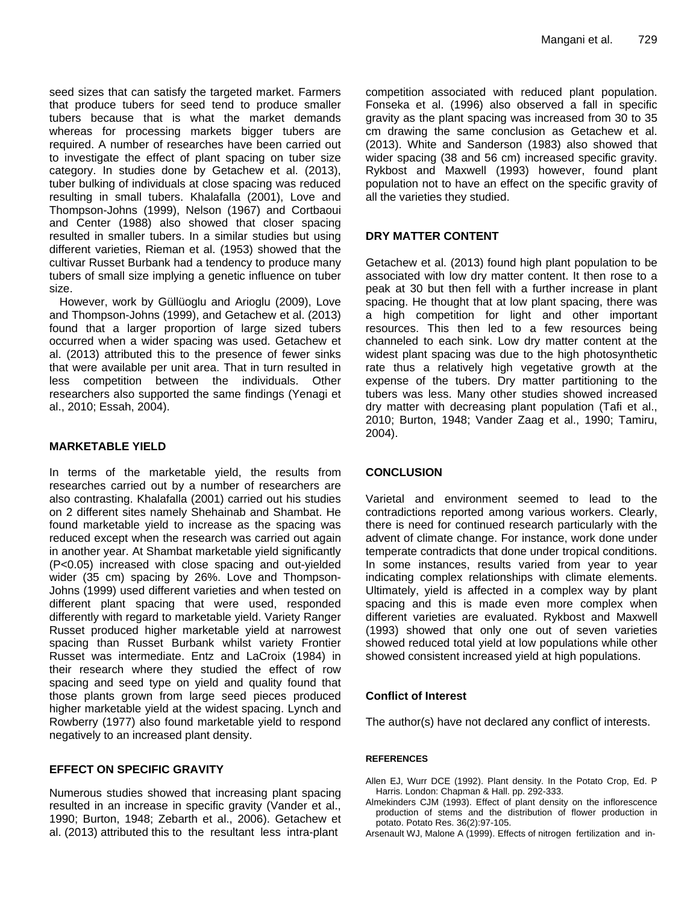seed sizes that can satisfy the targeted market. Farmers that produce tubers for seed tend to produce smaller tubers because that is what the market demands whereas for processing markets bigger tubers are required. A number of researches have been carried out to investigate the effect of plant spacing on tuber size category. In studies done by Getachew et al. (2013), tuber bulking of individuals at close spacing was reduced resulting in small tubers. Khalafalla (2001), Love and Thompson-Johns (1999), Nelson (1967) and Cortbaoui and Center (1988) also showed that closer spacing resulted in smaller tubers. In a similar studies but using different varieties, Rieman et al. (1953) showed that the cultivar Russet Burbank had a tendency to produce many tubers of small size implying a genetic influence on tuber size.

However, work by Güllüoglu and Arioglu (2009), Love and Thompson-Johns (1999), and Getachew et al. (2013) found that a larger proportion of large sized tubers occurred when a wider spacing was used. Getachew et al. (2013) attributed this to the presence of fewer sinks that were available per unit area. That in turn resulted in less competition between the individuals. Other researchers also supported the same findings (Yenagi et al., 2010; Essah, 2004).

## MARKETABLE YIELD

In terms of the marketable yield, the results from researches carried out by a number of researchers are also contrasting. Khalafalla (2001) carried out his studies on 2 different sites namely Shehainab and Shambat. He found marketable yield to increase as the spacing was reduced except when the research was carried out again in another year. At Shambat marketable yield significantly ($P<0.05$) increased with close spacing and out-yielded wider (35 cm) spacing by 26%. Love and Thompson-Johns (1999) used different varieties and when tested on different plant spacing that were used, responded differently with regard to marketable yield. Variety Ranger Russet produced higher marketable yield at narrowest spacing than Russet Burbank whilst variety Frontier Russet was intermediate. Entz and LaCroix (1984) in their research where they studied the effect of row spacing and seed type on yield and quality found that those plants grown from large seed pieces produced higher marketable yield at the widest spacing. Lynch and Rowberry (1977) also found marketable yield to respond negatively to an increased plant density.

## EFFECT ON SPECIFIC GRAVITY

Numerous studies showed that increasing plant spacing resulted in an increase in specific gravity (Vander et al., 1990; Burton, 1948; Zebarth et al., 2006). Getachew et al. (2013) attributed this to the resultant less intra-plant competition associated with reduced plant population. Fonseka et al. (1996) also observed a fall in specific gravity as the plant spacing was increased from 30 to 35 cm drawing the same conclusion as Getachew et al. (2013). White and Sanderson (1983) also showed that wider spacing (38 and 56 cm) increased specific gravity. Rykbost and Maxwell (1993) however, found plant population not to have an effect on the specific gravity of all the varieties they studied.

## DRY MATTER CONTENT

Getachew et al. (2013) found high plant population to be associated with low dry matter content. It then rose to a peak at 30 but then fell with a further increase in plant spacing. He thought that at low plant spacing, there was a high competition for light and other important resources. This then led to a few resources being channeled to each sink. Low dry matter content at the widest plant spacing was due to the high photosynthetic rate thus a relatively high vegetative growth at the expense of the tubers. Dry matter partitioning to the tubers was less. Many other studies showed increased dry matter with decreasing plant population (Tafi et al., 2010; Burton, 1948; Vander Zaag et al., 1990; Tamiru, 2004).

## CONCLUSION

Varietal and environment seemed to lead to the contradictions reported among various workers. Clearly, there is need for continued research particularly with the advent of climate change. For instance, work done under temperate contradicts that done under tropical conditions. In some instances, results varied from year to year indicating complex relationships with climate elements. Ultimately, yield is affected in a complex way by plant spacing and this is made even more complex when different varieties are evaluated. Rykbost and Maxwell (1993) showed that only one out of seven varieties showed reduced total yield at low populations while other showed consistent increased yield at high populations.

### Conflict of Interest

The author(s) have not declared any conflict of interests.

## REFERENCES

Allen EJ, Wurr DCE (1992). Plant density. In the Potato Crop, Ed. P Harris. London: Chapman & Hall. pp. 292-333.

Almekinders CJM (1993). Effect of plant density on the inflorescence production of stems and the distribution of flower production in potato. Potato Res. 36(2):97-105.

Arsenault WJ, Malone A (1999). Effects of nitrogen fertilization and in-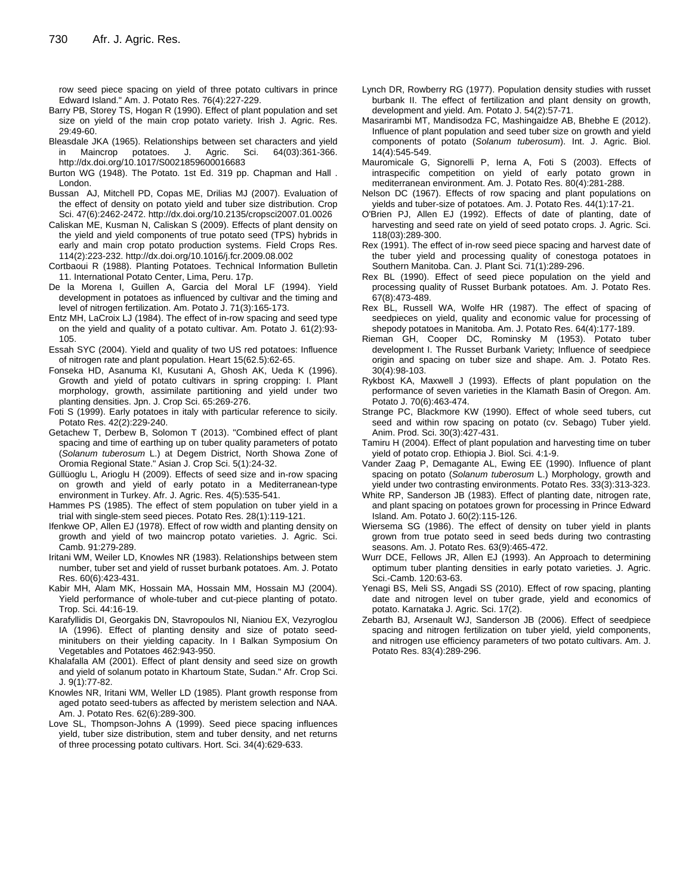row seed piece spacing on yield of three potato cultivars in prince Edward Island." Am. J. Potato Res. 76(4):227-229.

Barry PB, Storey TS, Hogan R (1990). Effect of plant population and set size on yield of the main crop potato variety. Irish J. Agric. Res. 29:49-60.

Bleasdale JKA (1965). Relationships between set characters and yield in Maincrop potatoes. J. Agric. Sci. 64(03):361-366. http://dx.doi.org/10.1017/S0021859600016683

Burton WG (1948). The Potato. 1st Ed. 319 pp. Chapman and Hall . London.

Bussan AJ, Mitchell PD, Copas ME, Drilias MJ (2007). Evaluation of the effect of density on potato yield and tuber size distribution. Crop Sci. 47(6):2462-2472. http://dx.doi.org/10.2135/cropsci2007.01.0026

Caliskan ME, Kusman N, Caliskan S (2009). Effects of plant density on the yield and yield components of true potato seed (TPS) hybrids in early and main crop potato production systems. Field Crops Res. 114(2):223-232. http://dx.doi.org/10.1016/j.fcr.2009.08.002

Cortbaoui R (1988). Planting Potatoes. Technical Information Bulletin 11. International Potato Center, Lima, Peru. 17p.

De la Morena I, Guillen A, Garcia del Moral LF (1994). Yield development in potatoes as influenced by cultivar and the timing and level of nitrogen fertilization. Am. Potato J. 71(3):165-173.

Entz MH, LaCroix LJ (1984). The effect of in-row spacing and seed type on the yield and quality of a potato cultivar. Am. Potato J. 61(2):93-105.

Essah SYC (2004). Yield and quality of two US red potatoes: Influence of nitrogen rate and plant population. Heart 15(62.5):62-65.

Fonseka HD, Asanuma KI, Kusutani A, Ghosh AK, Ueda K (1996). Growth and yield of potato cultivars in spring cropping: I. Plant morphology, growth, assimilate partitioning and yield under two planting densities. Jpn. J. Crop Sci. 65:269-276.

Foti S (1999). Early potatoes in italy with particular reference to sicily. Potato Res. 42(2):229-240.

Getachew T, Derbew B, Solomon T (2013). "Combined effect of plant spacing and time of earthing up on tuber quality parameters of potato (*Solanum tuberosum* L.) at Degem District, North Showa Zone of Oromia Regional State." Asian J. Crop Sci. 5(1):24-32.

Güllüoglu L, Arioglu H (2009). Effects of seed size and in-row spacing on growth and yield of early potato in a Mediterranean-type environment in Turkey. Afr. J. Agric. Res. 4(5):535-541.

Hammes PS (1985). The effect of stem population on tuber yield in a trial with single-stem seed pieces. Potato Res. 28(1):119-121.

Ifenkwe OP, Allen EJ (1978). Effect of row width and planting density on growth and yield of two maincrop potato varieties. J. Agric. Sci. Camb. 91:279-289.

Iritani WM, Weiler LD, Knowles NR (1983). Relationships between stem number, tuber set and yield of russet burbank potatoes. Am. J. Potato Res. 60(6):423-431.

Kabir MH, Alam MK, Hossain MA, Hossain MM, Hossain MJ (2004). Yield performance of whole-tuber and cut-piece planting of potato. Trop. Sci. 44:16-19.

Karafyllidis DI, Georgakis DN, Stavropoulos NI, Nianiou EX, Vezyroglou IA (1996). Effect of planting density and size of potato seed-minitubers on their yielding capacity. In I Balkan Symposium On Vegetables and Potatoes 462:943-950.

Khalafalla AM (2001). Effect of plant density and seed size on growth and yield of solanum potato in Khartoum State, Sudan." Afr. Crop Sci. J. 9(1):77-82.

Knowles NR, Iritani WM, Weller LD (1985). Plant growth response from aged potato seed-tubers as affected by meristem selection and NAA. Am. J. Potato Res. 62(6):289-300.

Love SL, Thompson-Johns A (1999). Seed piece spacing influences yield, tuber size distribution, stem and tuber density, and net returns of three processing potato cultivars. Hort. Sci. 34(4):629-633.

Lynch DR, Rowberry RG (1977). Population density studies with russet burbank II. The effect of fertilization and plant density on growth, development and yield. Am. Potato J. 54(2):57-71.

Masarirambi MT, Mandisodza FC, Mashingaidze AB, Bhebhe E (2012). Influence of plant population and seed tuber size on growth and yield components of potato (*Solanum tuberosum*). Int. J. Agric. Biol. 14(4):545-549.

Mauromicale G, Signorelli P, Ierna A, Foti S (2003). Effects of intraspecific competition on yield of early potato grown in mediterranean environment. Am. J. Potato Res. 80(4):281-288.

Nelson DC (1967). Effects of row spacing and plant populations on yields and tuber-size of potatoes. Am. J. Potato Res. 44(1):17-21.

O'Brien PJ, Allen EJ (1992). Effects of date of planting, date of harvesting and seed rate on yield of seed potato crops. J. Agric. Sci. 118(03):289-300.

Rex (1991). The effect of in-row seed piece spacing and harvest date of the tuber yield and processing quality of conestoga potatoes in Southern Manitoba. Can. J. Plant Sci. 71(1):289-296.

Rex BL (1990). Effect of seed piece population on the yield and processing quality of Russet Burbank potatoes. Am. J. Potato Res. 67(8):473-489.

Rex BL, Russell WA, Wolfe HR (1987). The effect of spacing of seedpieces on yield, quality and economic value for processing of shepody potatoes in Manitoba. Am. J. Potato Res. 64(4):177-189.

Rieman GH, Cooper DC, Rominsky M (1953). Potato tuber development I. The Russet Burbank Variety; Influence of seedpiece origin and spacing on tuber size and shape. Am. J. Potato Res. 30(4):98-103.

Rykbost KA, Maxwell J (1993). Effects of plant population on the performance of seven varieties in the Klamath Basin of Oregon. Am. Potato J. 70(6):463-474.

Strange PC, Blackmore KW (1990). Effect of whole seed tubers, cut seed and within row spacing on potato (cv. Sebago) Tuber yield. Anim. Prod. Sci. 30(3):427-431.

Tamiru H (2004). Effect of plant population and harvesting time on tuber yield of potato crop. Ethiopia J. Biol. Sci. 4:1-9.

Vander Zaag P, Demagante AL, Ewing EE (1990). Influence of plant spacing on potato (*Solanum tuberosum* L.) Morphology, growth and yield under two contrasting environments. Potato Res. 33(3):313-323.

White RP, Sanderson JB (1983). Effect of planting date, nitrogen rate, and plant spacing on potatoes grown for processing in Prince Edward Island. Am. Potato J. 60(2):115-126.

Wiersema SG (1986). The effect of density on tuber yield in plants grown from true potato seed in seed beds during two contrasting seasons. Am. J. Potato Res. 63(9):465-472.

Wurr DCE, Fellows JR, Allen EJ (1993). An Approach to determining optimum tuber planting densities in early potato varieties. J. Agric. Sci.-Camb. 120:63-63.

Yenagi BS, Meli SS, Angadi SS (2010). Effect of row spacing, planting date and nitrogen level on tuber grade, yield and economics of potato. Karnataka J. Agric. Sci. 17(2).

Zebarth BJ, Arsenault WJ, Sanderson JB (2006). Effect of seedpiece spacing and nitrogen fertilization on tuber yield, yield components, and nitrogen use efficiency parameters of two potato cultivars. Am. J. Potato Res. 83(4):289-296.